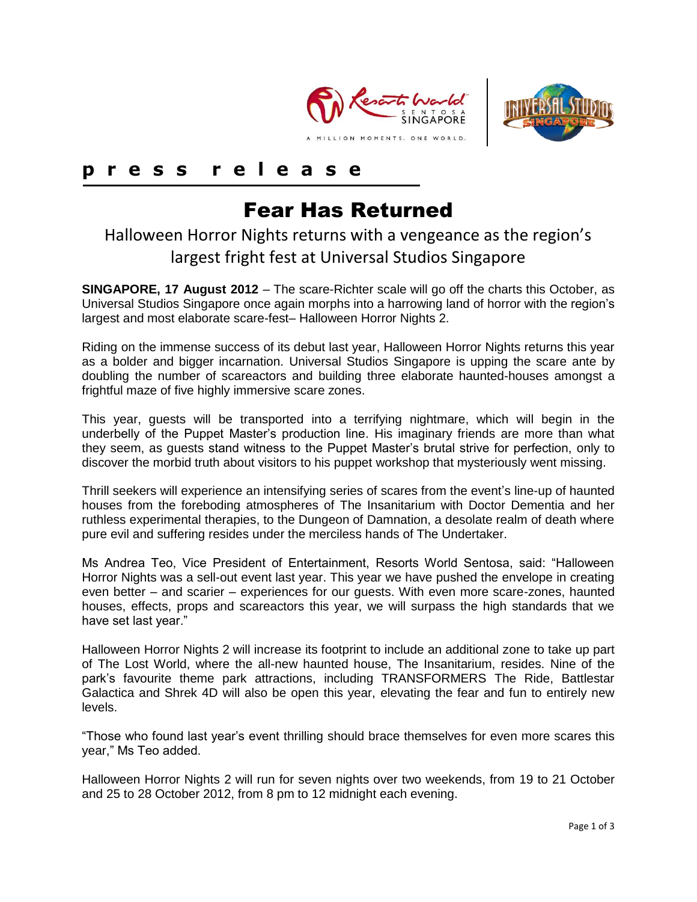**p r e s s r e l e a s e**

# Fear Has Returned

## Halloween Horror Nights returns with a vengeance as the region's largest fright fest at Universal Studios Singapore

**SINGAPORE, 17 August 2012** – The scare-Richter scale will go off the charts this October, as Universal Studios Singapore once again morphs into a harrowing land of horror with the region's largest and most elaborate scare-fest– Halloween Horror Nights 2.

Riding on the immense success of its debut last year, Halloween Horror Nights returns this year as a bolder and bigger incarnation. Universal Studios Singapore is upping the scare ante by doubling the number of scareactors and building three elaborate haunted-houses amongst a frightful maze of five highly immersive scare zones.

This year, guests will be transported into a terrifying nightmare, which will begin in the underbelly of the Puppet Master's production line. His imaginary friends are more than what they seem, as guests stand witness to the Puppet Master's brutal strive for perfection, only to discover the morbid truth about visitors to his puppet workshop that mysteriously went missing.

Thrill seekers will experience an intensifying series of scares from the event's line-up of haunted houses from the foreboding atmospheres of The Insanitarium with Doctor Dementia and her ruthless experimental therapies, to the Dungeon of Damnation, a desolate realm of death where pure evil and suffering resides under the merciless hands of The Undertaker.

Ms Andrea Teo, Vice President of Entertainment, Resorts World Sentosa, said: "Halloween Horror Nights was a sell-out event last year. This year we have pushed the envelope in creating even better – and scarier – experiences for our guests. With even more scare-zones, haunted houses, effects, props and scareactors this year, we will surpass the high standards that we have set last year."

Halloween Horror Nights 2 will increase its footprint to include an additional zone to take up part of The Lost World, where the all-new haunted house, The Insanitarium, resides. Nine of the park's favourite theme park attractions, including TRANSFORMERS The Ride, Battlestar Galactica and Shrek 4D will also be open this year, elevating the fear and fun to entirely new levels.

"Those who found last year's event thrilling should brace themselves for even more scares this year," Ms Teo added.

Halloween Horror Nights 2 will run for seven nights over two weekends, from 19 to 21 October and 25 to 28 October 2012, from 8 pm to 12 midnight each evening.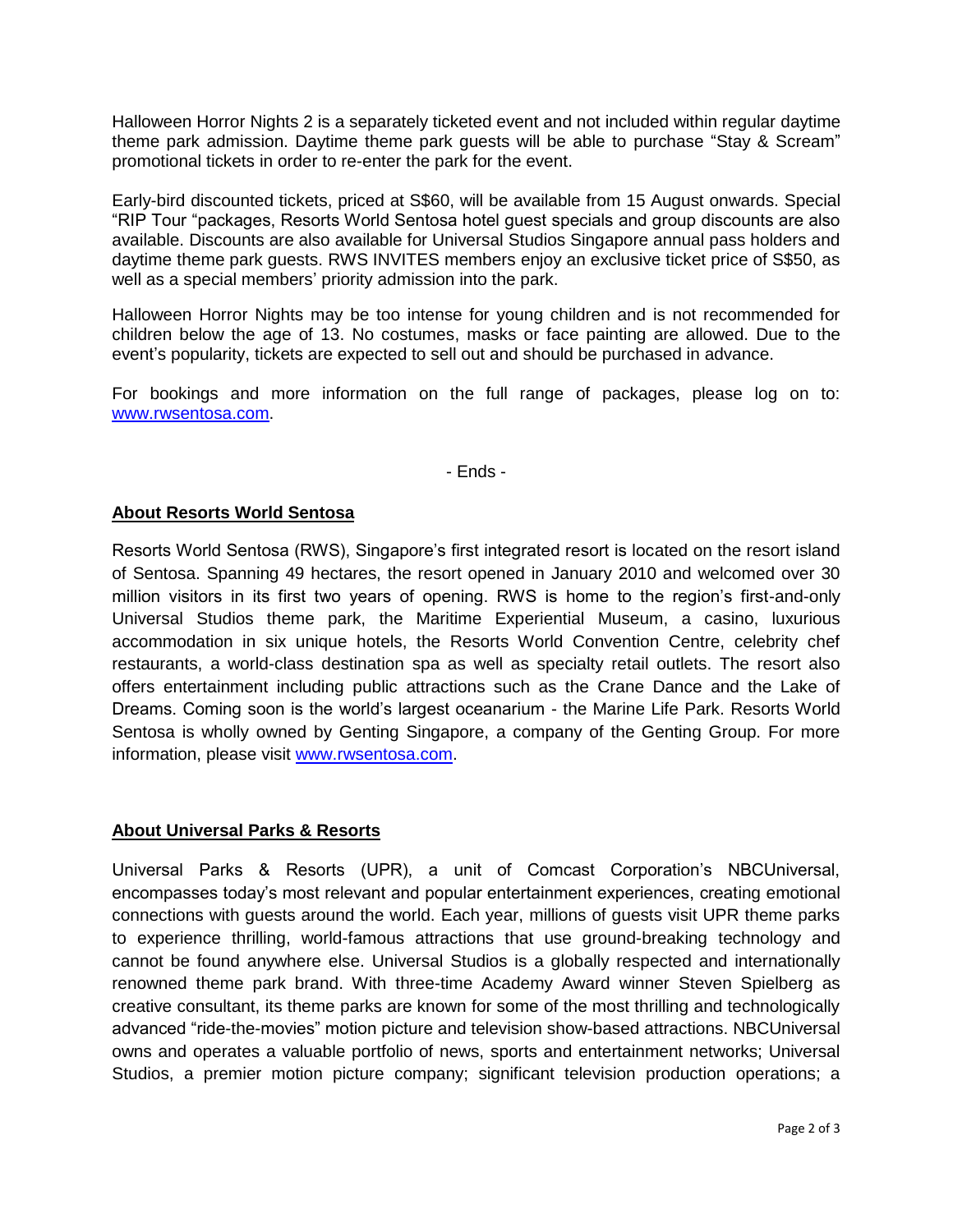Halloween Horror Nights 2 is a separately ticketed event and not included within regular daytime theme park admission. Daytime theme park guests will be able to purchase "Stay & Scream" promotional tickets in order to re-enter the park for the event.

Early-bird discounted tickets, priced at S$60, will be available from 15 August onwards. Special "RIP Tour "packages, Resorts World Sentosa hotel guest specials and group discounts are also available. Discounts are also available for Universal Studios Singapore annual pass holders and daytime theme park guests. RWS INVITES members enjoy an exclusive ticket price of S$50, as well as a special members' priority admission into the park.

Halloween Horror Nights may be too intense for young children and is not recommended for children below the age of 13. No costumes, masks or face painting are allowed. Due to the event's popularity, tickets are expected to sell out and should be purchased in advance.

For bookings and more information on the full range of packages, please log on to: [www.rwsentosa.com](http://www.rwsentosa.com).

- Ends -

**About Resorts World Sentosa**

Resorts World Sentosa (RWS), Singapore's first integrated resort is located on the resort island of Sentosa. Spanning 49 hectares, the resort opened in January 2010 and welcomed over 30 million visitors in its first two years of opening. RWS is home to the region's first-and-only Universal Studios theme park, the Maritime Experiential Museum, a casino, luxurious accommodation in six unique hotels, the Resorts World Convention Centre, celebrity chef restaurants, a world-class destination spa as well as specialty retail outlets. The resort also offers entertainment including public attractions such as the Crane Dance and the Lake of Dreams. Coming soon is the world's largest oceanarium - the Marine Life Park. Resorts World Sentosa is wholly owned by Genting Singapore, a company of the Genting Group. For more information, please visit [www.rwsentosa.com](http://www.rwsentosa.com).

**About Universal Parks & Resorts**

Universal Parks & Resorts (UPR), a unit of Comcast Corporation's NBCUniversal, encompasses today's most relevant and popular entertainment experiences, creating emotional connections with guests around the world. Each year, millions of guests visit UPR theme parks to experience thrilling, world-famous attractions that use ground-breaking technology and cannot be found anywhere else. Universal Studios is a globally respected and internationally renowned theme park brand. With three-time Academy Award winner Steven Spielberg as creative consultant, its theme parks are known for some of the most thrilling and technologically advanced "ride-the-movies" motion picture and television show-based attractions. NBCUniversal owns and operates a valuable portfolio of news, sports and entertainment networks; Universal Studios, a premier motion picture company; significant television production operations; a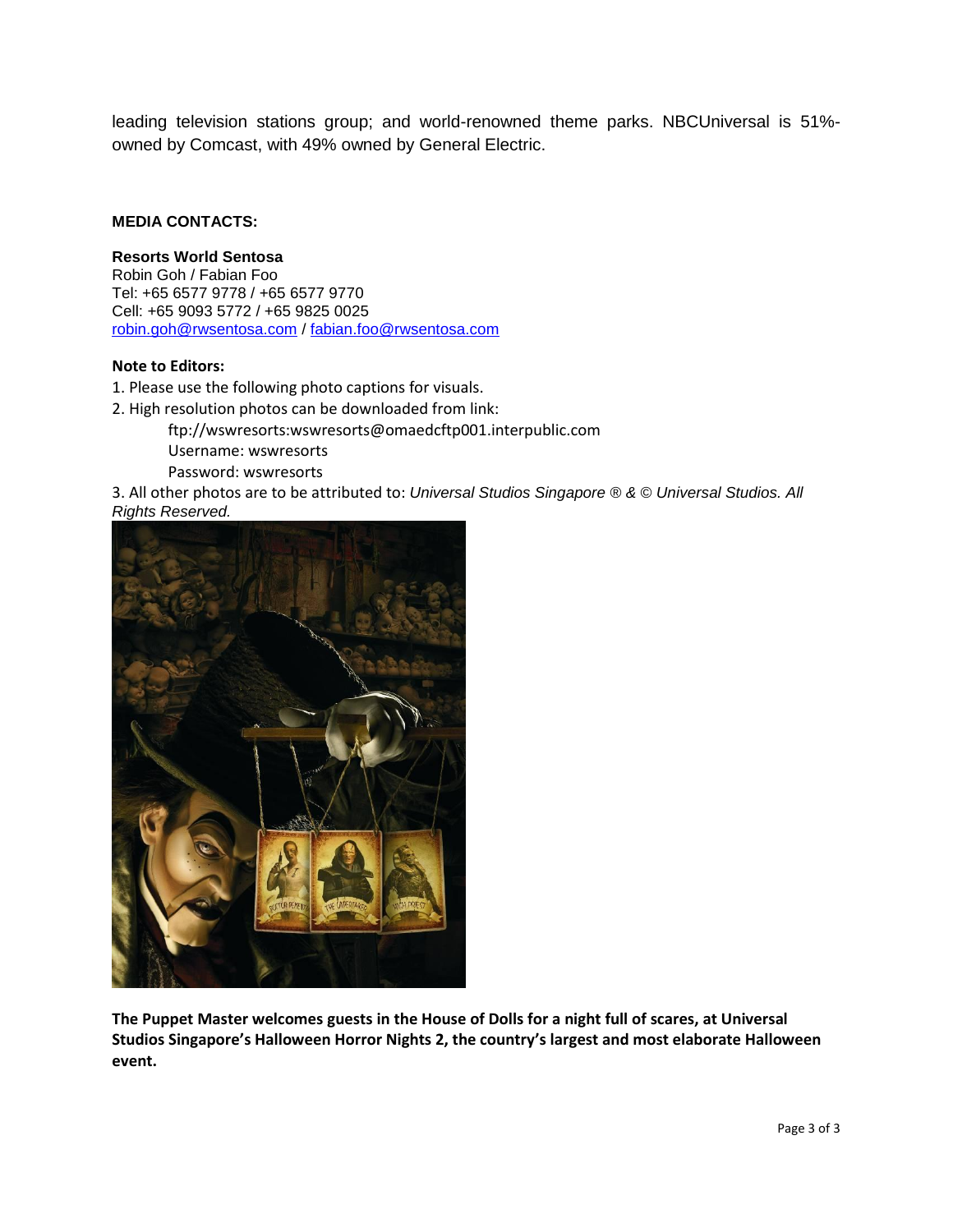leading television stations group; and world-renowned theme parks. NBCUniversal is 51%-owned by Comcast, with 49% owned by General Electric.

**MEDIA CONTACTS:**

**Resorts World Sentosa**
Robin Goh / Fabian Foo
Tel: +65 6577 9778 / +65 6577 9770
Cell: +65 9093 5772 / +65 9825 0025
robin.goh@rwsentosa.com / fabian.foo@rwsentosa.com

**Note to Editors:**

1. Please use the following photo captions for visuals.
2. High resolution photos can be downloaded from link:
   ftp://wswresorts:wswresorts@omaedcftp001.interpublic.com
   Username: wswresorts
   Password: wswresorts
3. All other photos are to be attributed to: *Universal Studios Singapore ® & © Universal Studios. All Rights Reserved.*

**The Puppet Master welcomes guests in the House of Dolls for a night full of scares, at Universal Studios Singapore's Halloween Horror Nights 2, the country's largest and most elaborate Halloween event.**